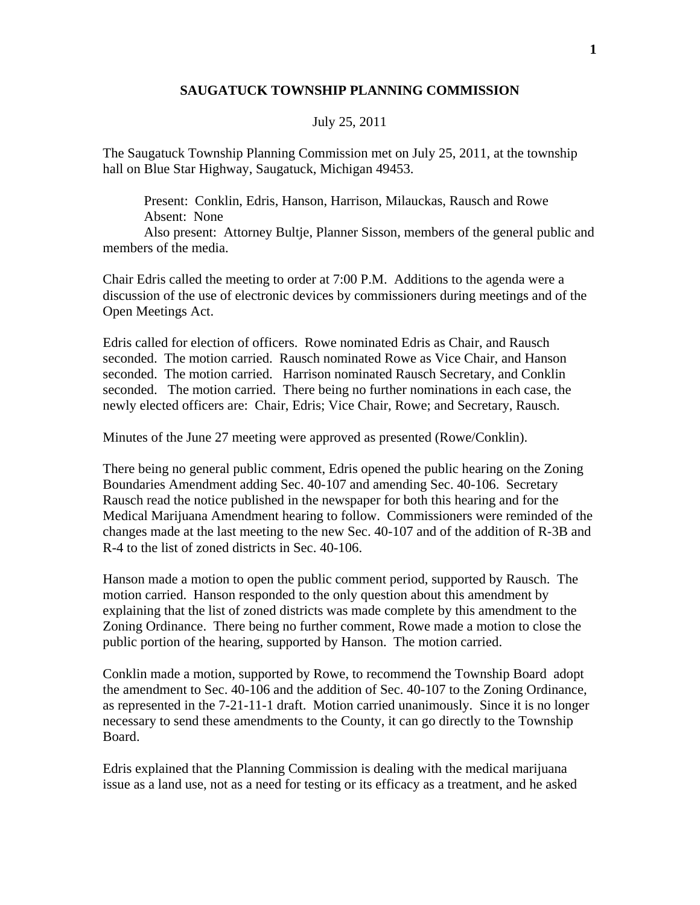# SAUGATUCK TOWNSHIP PLANNING COMMISSION

July 25, 2011

The Saugatuck Township Planning Commission met on July 25, 2011, at the township hall on Blue Star Highway, Saugatuck, Michigan 49453.

Present: Conklin, Edris, Hanson, Harrison, Milauckas, Rausch and Rowe
Absent: None
Also present: Attorney Bultje, Planner Sisson, members of the general public and members of the media.

Chair Edris called the meeting to order at 7:00 P.M. Additions to the agenda were a discussion of the use of electronic devices by commissioners during meetings and of the Open Meetings Act.

Edris called for election of officers. Rowe nominated Edris as Chair, and Rausch seconded. The motion carried. Rausch nominated Rowe as Vice Chair, and Hanson seconded. The motion carried. Harrison nominated Rausch Secretary, and Conklin seconded. The motion carried. There being no further nominations in each case, the newly elected officers are: Chair, Edris; Vice Chair, Rowe; and Secretary, Rausch.

Minutes of the June 27 meeting were approved as presented (Rowe/Conklin).

There being no general public comment, Edris opened the public hearing on the Zoning Boundaries Amendment adding Sec. 40-107 and amending Sec. 40-106. Secretary Rausch read the notice published in the newspaper for both this hearing and for the Medical Marijuana Amendment hearing to follow. Commissioners were reminded of the changes made at the last meeting to the new Sec. 40-107 and of the addition of R-3B and R-4 to the list of zoned districts in Sec. 40-106.

Hanson made a motion to open the public comment period, supported by Rausch. The motion carried. Hanson responded to the only question about this amendment by explaining that the list of zoned districts was made complete by this amendment to the Zoning Ordinance. There being no further comment, Rowe made a motion to close the public portion of the hearing, supported by Hanson. The motion carried.

Conklin made a motion, supported by Rowe, to recommend the Township Board adopt the amendment to Sec. 40-106 and the addition of Sec. 40-107 to the Zoning Ordinance, as represented in the 7-21-11-1 draft. Motion carried unanimously. Since it is no longer necessary to send these amendments to the County, it can go directly to the Township Board.

Edris explained that the Planning Commission is dealing with the medical marijuana issue as a land use, not as a need for testing or its efficacy as a treatment, and he asked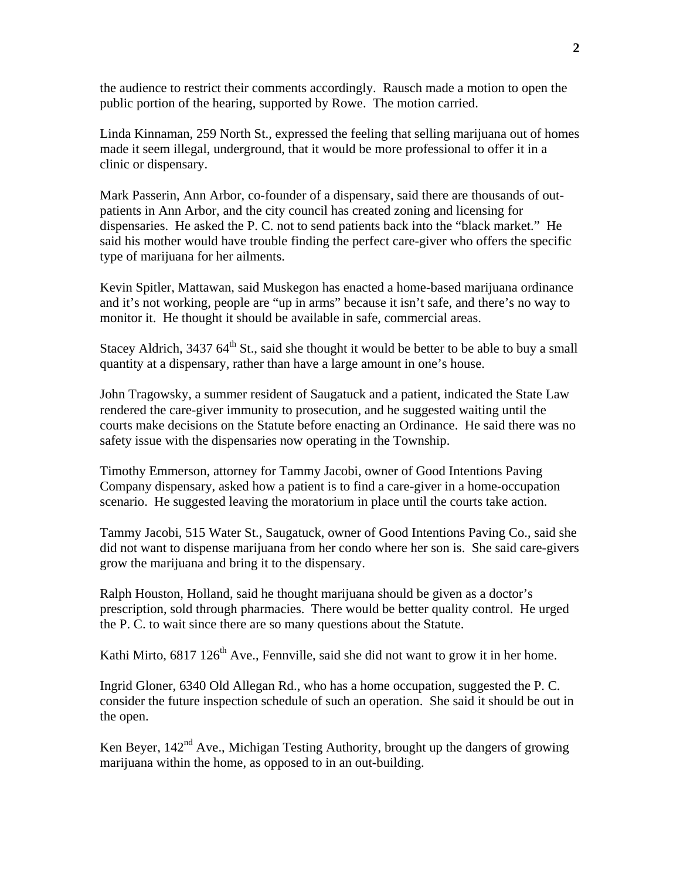the audience to restrict their comments accordingly. Rausch made a motion to open the public portion of the hearing, supported by Rowe. The motion carried.

Linda Kinnaman, 259 North St., expressed the feeling that selling marijuana out of homes made it seem illegal, underground, that it would be more professional to offer it in a clinic or dispensary.

Mark Passerin, Ann Arbor, co-founder of a dispensary, said there are thousands of out-patients in Ann Arbor, and the city council has created zoning and licensing for dispensaries. He asked the P. C. not to send patients back into the "black market." He said his mother would have trouble finding the perfect care-giver who offers the specific type of marijuana for her ailments.

Kevin Spitler, Mattawan, said Muskegon has enacted a home-based marijuana ordinance and it's not working, people are "up in arms" because it isn't safe, and there's no way to monitor it. He thought it should be available in safe, commercial areas.

Stacey Aldrich, 3437 64th St., said she thought it would be better to be able to buy a small quantity at a dispensary, rather than have a large amount in one's house.

John Tragowsky, a summer resident of Saugatuck and a patient, indicated the State Law rendered the care-giver immunity to prosecution, and he suggested waiting until the courts make decisions on the Statute before enacting an Ordinance. He said there was no safety issue with the dispensaries now operating in the Township.

Timothy Emmerson, attorney for Tammy Jacobi, owner of Good Intentions Paving Company dispensary, asked how a patient is to find a care-giver in a home-occupation scenario. He suggested leaving the moratorium in place until the courts take action.

Tammy Jacobi, 515 Water St., Saugatuck, owner of Good Intentions Paving Co., said she did not want to dispense marijuana from her condo where her son is. She said care-givers grow the marijuana and bring it to the dispensary.

Ralph Houston, Holland, said he thought marijuana should be given as a doctor's prescription, sold through pharmacies. There would be better quality control. He urged the P. C. to wait since there are so many questions about the Statute.

Kathi Mirto, 6817 126th Ave., Fennville, said she did not want to grow it in her home.

Ingrid Gloner, 6340 Old Allegan Rd., who has a home occupation, suggested the P. C. consider the future inspection schedule of such an operation. She said it should be out in the open.

Ken Beyer, 142nd Ave., Michigan Testing Authority, brought up the dangers of growing marijuana within the home, as opposed to in an out-building.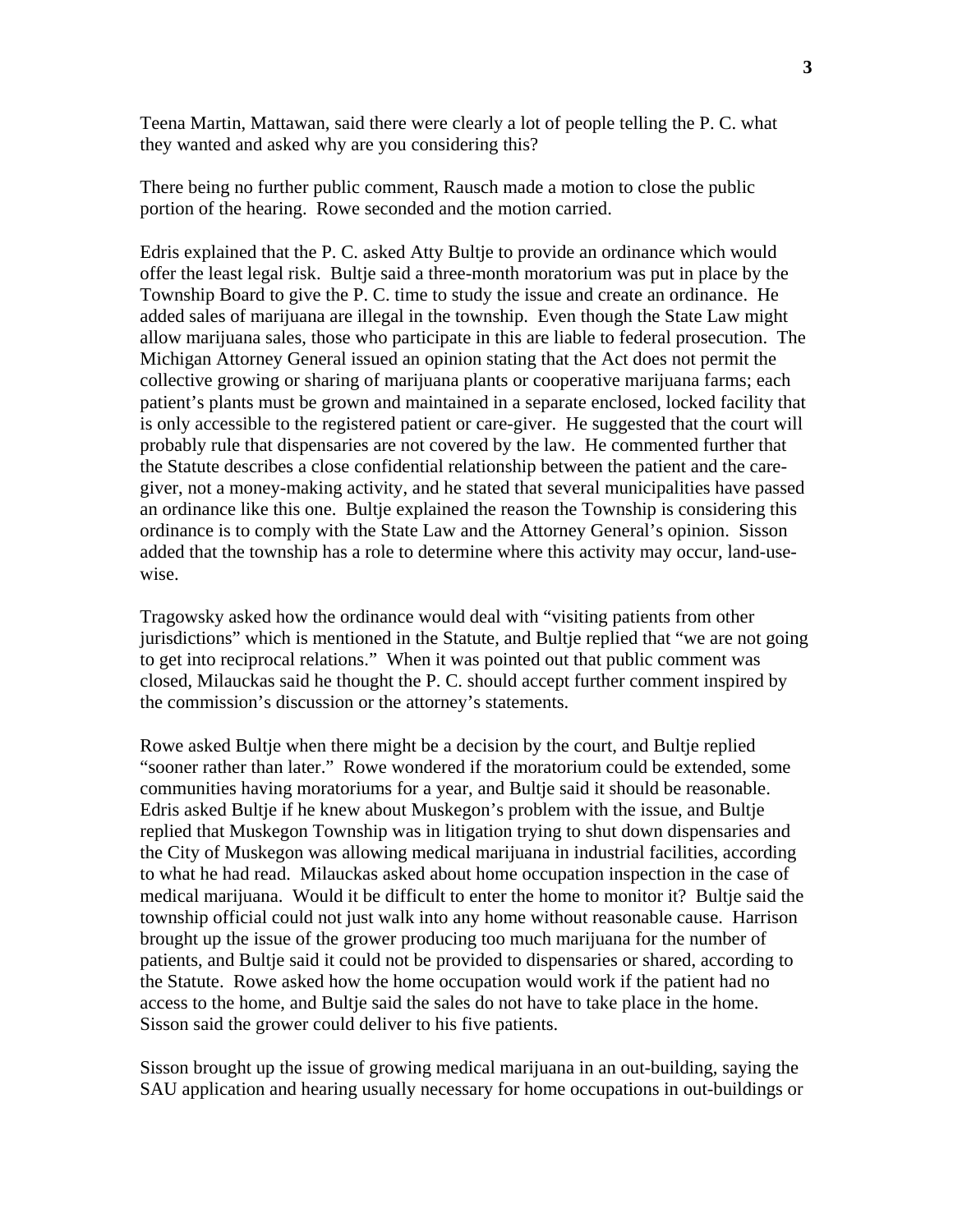Teena Martin, Mattawan, said there were clearly a lot of people telling the P. C. what they wanted and asked why are you considering this?

There being no further public comment, Rausch made a motion to close the public portion of the hearing. Rowe seconded and the motion carried.

Edris explained that the P. C. asked Atty Bultje to provide an ordinance which would offer the least legal risk. Bultje said a three-month moratorium was put in place by the Township Board to give the P. C. time to study the issue and create an ordinance. He added sales of marijuana are illegal in the township. Even though the State Law might allow marijuana sales, those who participate in this are liable to federal prosecution. The Michigan Attorney General issued an opinion stating that the Act does not permit the collective growing or sharing of marijuana plants or cooperative marijuana farms; each patient's plants must be grown and maintained in a separate enclosed, locked facility that is only accessible to the registered patient or care-giver. He suggested that the court will probably rule that dispensaries are not covered by the law. He commented further that the Statute describes a close confidential relationship between the patient and the care-giver, not a money-making activity, and he stated that several municipalities have passed an ordinance like this one. Bultje explained the reason the Township is considering this ordinance is to comply with the State Law and the Attorney General's opinion. Sisson added that the township has a role to determine where this activity may occur, land-use-wise.

Tragowsky asked how the ordinance would deal with "visiting patients from other jurisdictions" which is mentioned in the Statute, and Bultje replied that "we are not going to get into reciprocal relations." When it was pointed out that public comment was closed, Milauckas said he thought the P. C. should accept further comment inspired by the commission's discussion or the attorney's statements.

Rowe asked Bultje when there might be a decision by the court, and Bultje replied "sooner rather than later." Rowe wondered if the moratorium could be extended, some communities having moratoriums for a year, and Bultje said it should be reasonable. Edris asked Bultje if he knew about Muskegon's problem with the issue, and Bultje replied that Muskegon Township was in litigation trying to shut down dispensaries and the City of Muskegon was allowing medical marijuana in industrial facilities, according to what he had read. Milauckas asked about home occupation inspection in the case of medical marijuana. Would it be difficult to enter the home to monitor it? Bultje said the township official could not just walk into any home without reasonable cause. Harrison brought up the issue of the grower producing too much marijuana for the number of patients, and Bultje said it could not be provided to dispensaries or shared, according to the Statute. Rowe asked how the home occupation would work if the patient had no access to the home, and Bultje said the sales do not have to take place in the home. Sisson said the grower could deliver to his five patients.

Sisson brought up the issue of growing medical marijuana in an out-building, saying the SAU application and hearing usually necessary for home occupations in out-buildings or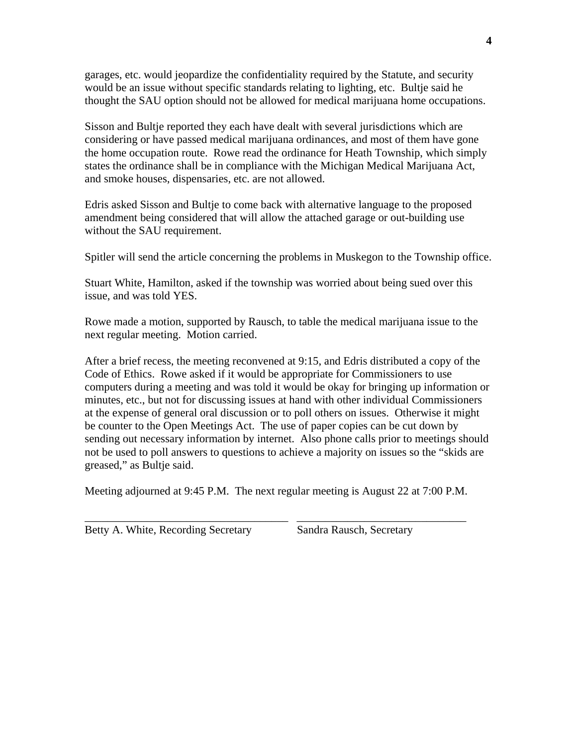garages, etc. would jeopardize the confidentiality required by the Statute, and security would be an issue without specific standards relating to lighting, etc. Bultje said he thought the SAU option should not be allowed for medical marijuana home occupations.

Sisson and Bultje reported they each have dealt with several jurisdictions which are considering or have passed medical marijuana ordinances, and most of them have gone the home occupation route. Rowe read the ordinance for Heath Township, which simply states the ordinance shall be in compliance with the Michigan Medical Marijuana Act, and smoke houses, dispensaries, etc. are not allowed.

Edris asked Sisson and Bultje to come back with alternative language to the proposed amendment being considered that will allow the attached garage or out-building use without the SAU requirement.

Spitler will send the article concerning the problems in Muskegon to the Township office.

Stuart White, Hamilton, asked if the township was worried about being sued over this issue, and was told YES.

Rowe made a motion, supported by Rausch, to table the medical marijuana issue to the next regular meeting. Motion carried.

After a brief recess, the meeting reconvened at 9:15, and Edris distributed a copy of the Code of Ethics. Rowe asked if it would be appropriate for Commissioners to use computers during a meeting and was told it would be okay for bringing up information or minutes, etc., but not for discussing issues at hand with other individual Commissioners at the expense of general oral discussion or to poll others on issues. Otherwise it might be counter to the Open Meetings Act. The use of paper copies can be cut down by sending out necessary information by internet. Also phone calls prior to meetings should not be used to poll answers to questions to achieve a majority on issues so the "skids are greased," as Bultje said.

Meeting adjourned at 9:45 P.M. The next regular meeting is August 22 at 7:00 P.M.

\_\_\_\_\_\_\_\_\_\_\_\_\_\_\_\_\_\_\_\_\_\_\_\_\_\_\_\_\_\_\_\_\_\_\_ \_\_\_\_\_\_\_\_\_\_\_\_\_\_\_\_\_\_\_\_\_\_\_\_\_\_\_\_\_\_\_\_\_

Betty A. White, Recording Secretary Sandra Rausch, Secretary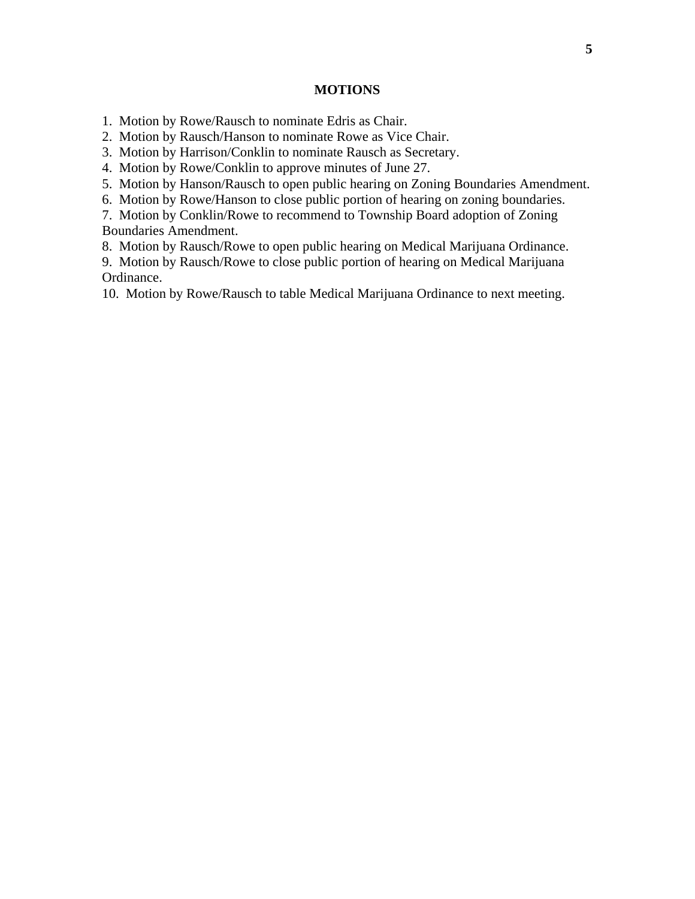## MOTIONS

1. Motion by Rowe/Rausch to nominate Edris as Chair.
2. Motion by Rausch/Hanson to nominate Rowe as Vice Chair.
3. Motion by Harrison/Conklin to nominate Rausch as Secretary.
4. Motion by Rowe/Conklin to approve minutes of June 27.
5. Motion by Hanson/Rausch to open public hearing on Zoning Boundaries Amendment.
6. Motion by Rowe/Hanson to close public portion of hearing on zoning boundaries.
7. Motion by Conklin/Rowe to recommend to Township Board adoption of Zoning Boundaries Amendment.
8. Motion by Rausch/Rowe to open public hearing on Medical Marijuana Ordinance.
9. Motion by Rausch/Rowe to close public portion of hearing on Medical Marijuana Ordinance.
10. Motion by Rowe/Rausch to table Medical Marijuana Ordinance to next meeting.